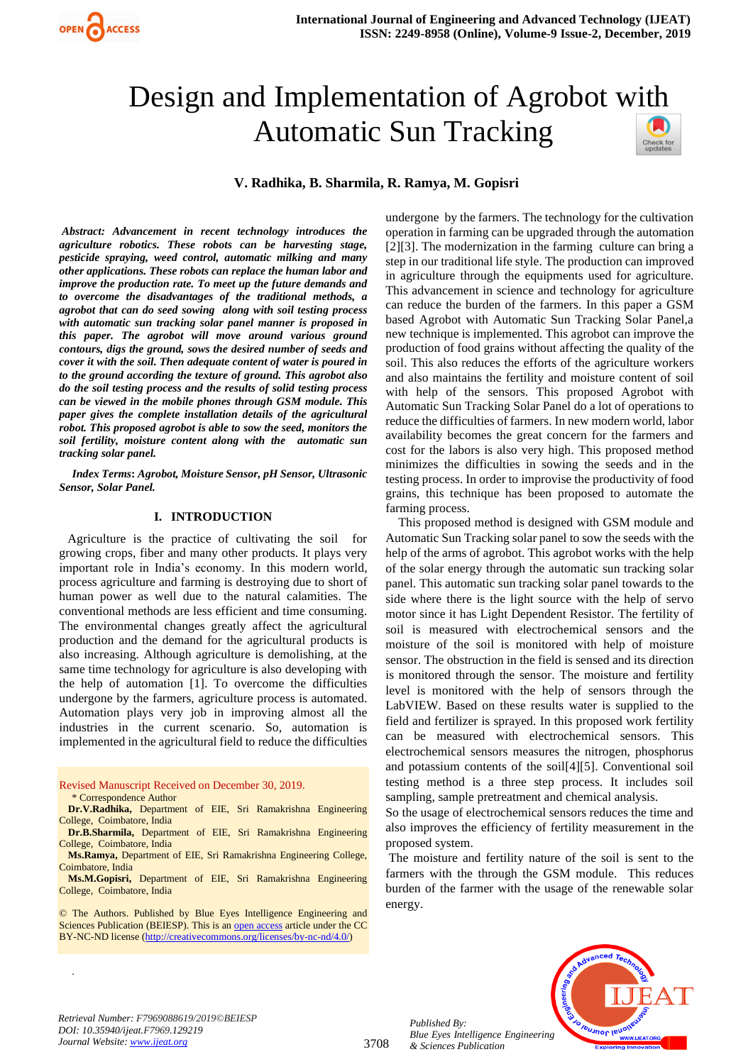# Design and Implementation of Agrobot with Automatic Sun Tracking

**V. Radhika, B. Sharmila, R. Ramya, M. Gopisri**

***Abstract: Advancement in recent technology introduces the agriculture robotics. These robots can be harvesting stage, pesticide spraying, weed control, automatic milking and many other applications. These robots can replace the human labor and improve the production rate. To meet up the future demands and to overcome the disadvantages of the traditional methods, a agrobot that can do seed sowing along with soil testing process with automatic sun tracking solar panel manner is proposed in this paper. The agrobot will move around various ground contours, digs the ground, sows the desired number of seeds and cover it with the soil. Then adequate content of water is poured in to the ground according the texture of ground. This agrobot also do the soil testing process and the results of solid testing process can be viewed in the mobile phones through GSM module. This paper gives the complete installation details of the agricultural robot. This proposed agrobot is able to sow the seed, monitors the soil fertility, moisture content along with the automatic sun tracking solar panel.***

***Index Terms*: *Agrobot, Moisture Sensor, pH Sensor, Ultrasonic Sensor, Solar Panel.***

## I. INTRODUCTION

Agriculture is the practice of cultivating the soil for growing crops, fiber and many other products. It plays very important role in India's economy. In this modern world, process agriculture and farming is destroying due to short of human power as well due to the natural calamities. The conventional methods are less efficient and time consuming. The environmental changes greatly affect the agricultural production and the demand for the agricultural products is also increasing. Although agriculture is demolishing, at the same time technology for agriculture is also developing with the help of automation [1]. To overcome the difficulties undergone by the farmers, agriculture process is automated. Automation plays very job in improving almost all the industries in the current scenario. So, automation is implemented in the agricultural field to reduce the difficulties undergone by the farmers. The technology for the cultivation operation in farming can be upgraded through the automation [2][3]. The modernization in the farming culture can bring a step in our traditional life style. The production can improved in agriculture through the equipments used for agriculture. This advancement in science and technology for agriculture can reduce the burden of the farmers. In this paper a GSM based Agrobot with Automatic Sun Tracking Solar Panel,a new technique is implemented. This agrobot can improve the production of food grains without affecting the quality of the soil. This also reduces the efforts of the agriculture workers and also maintains the fertility and moisture content of soil with help of the sensors. This proposed Agrobot with Automatic Sun Tracking Solar Panel do a lot of operations to reduce the difficulties of farmers. In new modern world, labor availability becomes the great concern for the farmers and cost for the labors is also very high. This proposed method minimizes the difficulties in sowing the seeds and in the testing process. In order to improvise the productivity of food grains, this technique has been proposed to automate the farming process.

This proposed method is designed with GSM module and Automatic Sun Tracking solar panel to sow the seeds with the help of the arms of agrobot. This agrobot works with the help of the solar energy through the automatic sun tracking solar panel. This automatic sun tracking solar panel towards to the side where there is the light source with the help of servo motor since it has Light Dependent Resistor. The fertility of soil is measured with electrochemical sensors and the moisture of the soil is monitored with help of moisture sensor. The obstruction in the field is sensed and its direction is monitored through the sensor. The moisture and fertility level is monitored with the help of sensors through the LabVIEW. Based on these results water is supplied to the field and fertilizer is sprayed. In this proposed work fertility can be measured with electrochemical sensors. This electrochemical sensors measures the nitrogen, phosphorus and potassium contents of the soil[4][5]. Conventional soil testing method is a three step process. It includes soil sampling, sample pretreatment and chemical analysis.
So the usage of electrochemical sensors reduces the time and also improves the efficiency of fertility measurement in the proposed system.

The moisture and fertility nature of the soil is sent to the farmers with the through the GSM module. This reduces burden of the farmer with the usage of the renewable solar energy.

---

Revised Manuscript Received on December 30, 2019.

\* Correspondence Author

**Dr.V.Radhika,** Department of EIE, Sri Ramakrishna Engineering College, Coimbatore, India

**Dr.B.Sharmila,** Department of EIE, Sri Ramakrishna Engineering College, Coimbatore, India

**Ms.Ramya,** Department of EIE, Sri Ramakrishna Engineering College, Coimbatore, India

**Ms.M.Gopisri,** Department of EIE, Sri Ramakrishna Engineering College, Coimbatore, India

© The Authors. Published by Blue Eyes Intelligence Engineering and Sciences Publication (BEIESP). This is an open access article under the CC BY-NC-ND license (http://creativecommons.org/licenses/by-nc-nd/4.0/)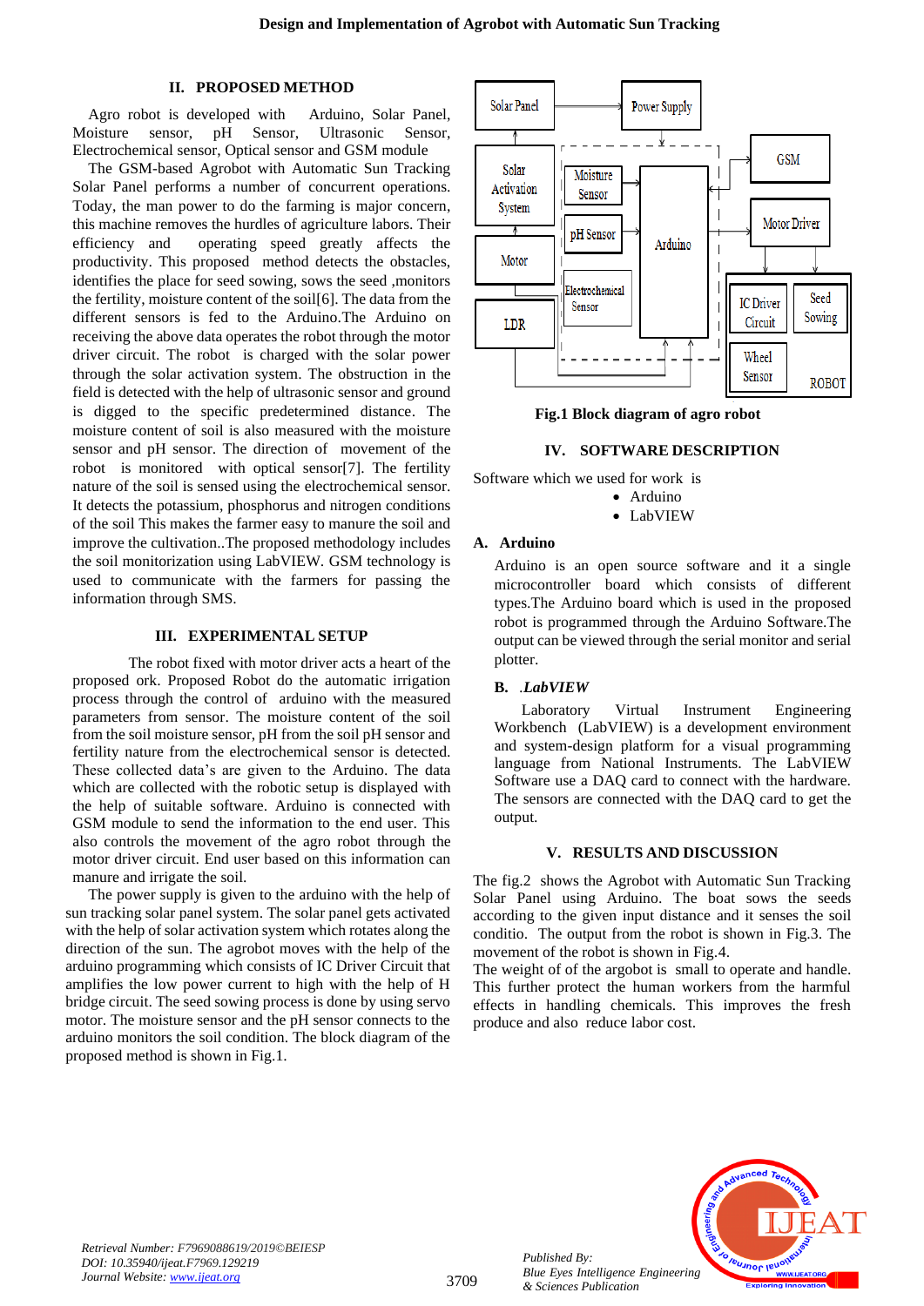## II. PROPOSED METHOD

Agro robot is developed with Arduino, Solar Panel, Moisture sensor, pH Sensor, Ultrasonic Sensor, Electrochemical sensor, Optical sensor and GSM module

The GSM-based Agrobot with Automatic Sun Tracking Solar Panel performs a number of concurrent operations. Today, the man power to do the farming is major concern, this machine removes the hurdles of agriculture labors. Their efficiency and operating speed greatly affects the productivity. This proposed method detects the obstacles, identifies the place for seed sowing, sows the seed ,monitors the fertility, moisture content of the soil[6]. The data from the different sensors is fed to the Arduino.The Arduino on receiving the above data operates the robot through the motor driver circuit. The robot is charged with the solar power through the solar activation system. The obstruction in the field is detected with the help of ultrasonic sensor and ground is digged to the specific predetermined distance. The moisture content of soil is also measured with the moisture sensor and pH sensor. The direction of movement of the robot is monitored with optical sensor[7]. The fertility nature of the soil is sensed using the electrochemical sensor. It detects the potassium, phosphorus and nitrogen conditions of the soil This makes the farmer easy to manure the soil and improve the cultivation..The proposed methodology includes the soil monitorization using LabVIEW. GSM technology is used to communicate with the farmers for passing the information through SMS.

## III. EXPERIMENTAL SETUP

The robot fixed with motor driver acts a heart of the proposed ork. Proposed Robot do the automatic irrigation process through the control of arduino with the measured parameters from sensor. The moisture content of the soil from the soil moisture sensor, pH from the soil pH sensor and fertility nature from the electrochemical sensor is detected. These collected data's are given to the Arduino. The data which are collected with the robotic setup is displayed with the help of suitable software. Arduino is connected with GSM module to send the information to the end user. This also controls the movement of the agro robot through the motor driver circuit. End user based on this information can manure and irrigate the soil.

The power supply is given to the arduino with the help of sun tracking solar panel system. The solar panel gets activated with the help of solar activation system which rotates along the direction of the sun. The agrobot moves with the help of the arduino programming which consists of IC Driver Circuit that amplifies the low power current to high with the help of H bridge circuit. The seed sowing process is done by using servo motor. The moisture sensor and the pH sensor connects to the arduino monitors the soil condition. The block diagram of the proposed method is shown in Fig.1.

Solar Panel | Power Supply | Solar Activation System | Moisture Sensor | pH Sensor | Arduino | GSM | Motor Driver | Motor | Electrochemical Sensor | LDR | IC Driver Circuit | Seed Sowing | Wheel Sensor | ROBOT

**Fig.1 Block diagram of agro robot**

## IV. SOFTWARE DESCRIPTION

Software which we used for work is

- Arduino
- LabVIEW

### A. Arduino

Arduino is an open source software and it a single microcontroller board which consists of different types.The Arduino board which is used in the proposed robot is programmed through the Arduino Software.The output can be viewed through the serial monitor and serial plotter.

### B. *.LabVIEW*

Laboratory Virtual Instrument Engineering Workbench (LabVIEW) is a development environment and system-design platform for a visual programming language from National Instruments. The LabVIEW Software use a DAQ card to connect with the hardware. The sensors are connected with the DAQ card to get the output.

## V. RESULTS AND DISCUSSION

The fig.2 shows the Agrobot with Automatic Sun Tracking Solar Panel using Arduino. The boat sows the seeds according to the given input distance and it senses the soil conditio. The output from the robot is shown in Fig.3. The movement of the robot is shown in Fig.4.

The weight of of the argobot is small to operate and handle. This further protect the human workers from the harmful effects in handling chemicals. This improves the fresh produce and also reduce labor cost.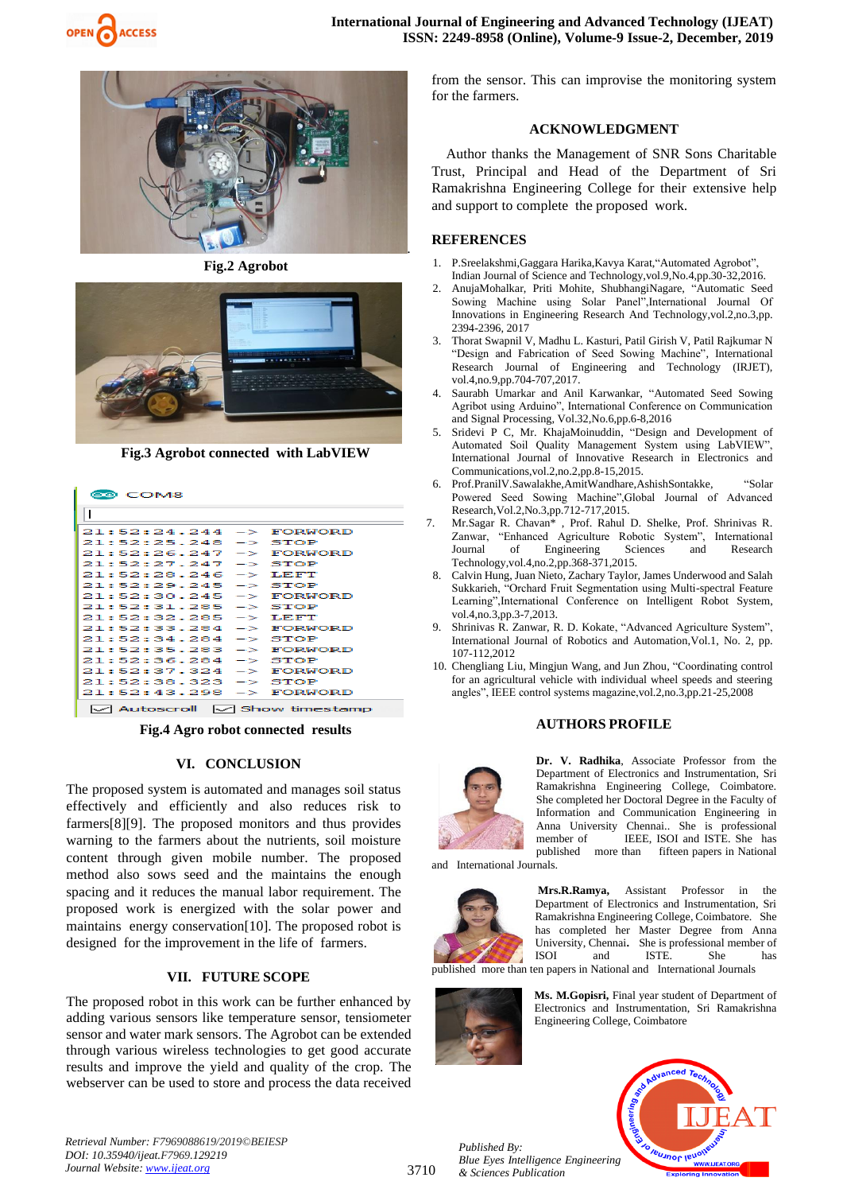Fig.2 Agrobot

Fig.3 Agrobot connected with LabVIEW

Fig.4 Agro robot connected results

## VI. CONCLUSION

The proposed system is automated and manages soil status effectively and efficiently and also reduces risk to farmers[8][9]. The proposed monitors and thus provides warning to the farmers about the nutrients, soil moisture content through given mobile number. The proposed method also sows seed and the maintains the enough spacing and it reduces the manual labor requirement. The proposed work is energized with the solar power and maintains energy conservation[10]. The proposed robot is designed for the improvement in the life of farmers.

## VII. FUTURE SCOPE

The proposed robot in this work can be further enhanced by adding various sensors like temperature sensor, tensiometer sensor and water mark sensors. The Agrobot can be extended through various wireless technologies to get good accurate results and improve the yield and quality of the crop. The webserver can be used to store and process the data received from the sensor. This can improvise the monitoring system for the farmers.

## ACKNOWLEDGMENT

Author thanks the Management of SNR Sons Charitable Trust, Principal and Head of the Department of Sri Ramakrishna Engineering College for their extensive help and support to complete the proposed work.

## REFERENCES

1. P.Sreelakshmi,Gaggara Harika,Kavya Karat,"Automated Agrobot", Indian Journal of Science and Technology,vol.9,No.4,pp.30-32,2016.
2. AnujaMohalkar, Priti Mohite, ShubhangiNagare, "Automatic Seed Sowing Machine using Solar Panel",International Journal Of Innovations in Engineering Research And Technology,vol.2,no.3,pp. 2394-2396, 2017
3. Thorat Swapnil V, Madhu L. Kasturi, Patil Girish V, Patil Rajkumar N "Design and Fabrication of Seed Sowing Machine", International Research Journal of Engineering and Technology (IRJET), vol.4,no.9,pp.704-707,2017.
4. Saurabh Umarkar and Anil Karwankar, "Automated Seed Sowing Agribot using Arduino", International Conference on Communication and Signal Processing, Vol.32,No.6,pp.6-8,2016
5. Sridevi P C, Mr. KhajaMoinuddin, "Design and Development of Automated Soil Quality Management System using LabVIEW", International Journal of Innovative Research in Electronics and Communications,vol.2,no.2,pp.8-15,2015.
6. Prof.PranilV.Sawalakhe,AmitWandhare,AshishSontakke, "Solar Powered Seed Sowing Machine",Global Journal of Advanced Research,Vol.2,No.3,pp.712-717,2015.
7. Mr.Sagar R. Chavan* , Prof. Rahul D. Shelke, Prof. Shrinivas R. Zanwar, "Enhanced Agriculture Robotic System", International Journal of Engineering Sciences and Research Technology,vol.4,no.2,pp.368-371,2015.
8. Calvin Hung, Juan Nieto, Zachary Taylor, James Underwood and Salah Sukkarieh, "Orchard Fruit Segmentation using Multi-spectral Feature Learning",International Conference on Intelligent Robot System, vol.4,no.3,pp.3-7,2013.
9. Shrinivas R. Zanwar, R. D. Kokate, "Advanced Agriculture System", International Journal of Robotics and Automation,Vol.1, No. 2, pp. 107-112,2012
10. Chengliang Liu, Mingjun Wang, and Jun Zhou, "Coordinating control for an agricultural vehicle with individual wheel speeds and steering angles", IEEE control systems magazine,vol.2,no.3,pp.21-25,2008

## AUTHORS PROFILE

**Dr. V. Radhika**, Associate Professor from the Department of Electronics and Instrumentation, Sri Ramakrishna Engineering College, Coimbatore. She completed her Doctoral Degree in the Faculty of Information and Communication Engineering in Anna University Chennai.. She is professional member of IEEE, ISOI and ISTE. She has published more than fifteen papers in National and International Journals.

**Mrs.R.Ramya,** Assistant Professor in the Department of Electronics and Instrumentation, Sri Ramakrishna Engineering College, Coimbatore. She has completed her Master Degree from Anna University, Chennai**.** She is professional member of ISOI and ISTE. She has published more than ten papers in National and International Journals

**Ms. M.Gopisri,** Final year student of Department of Electronics and Instrumentation, Sri Ramakrishna Engineering College, Coimbatore